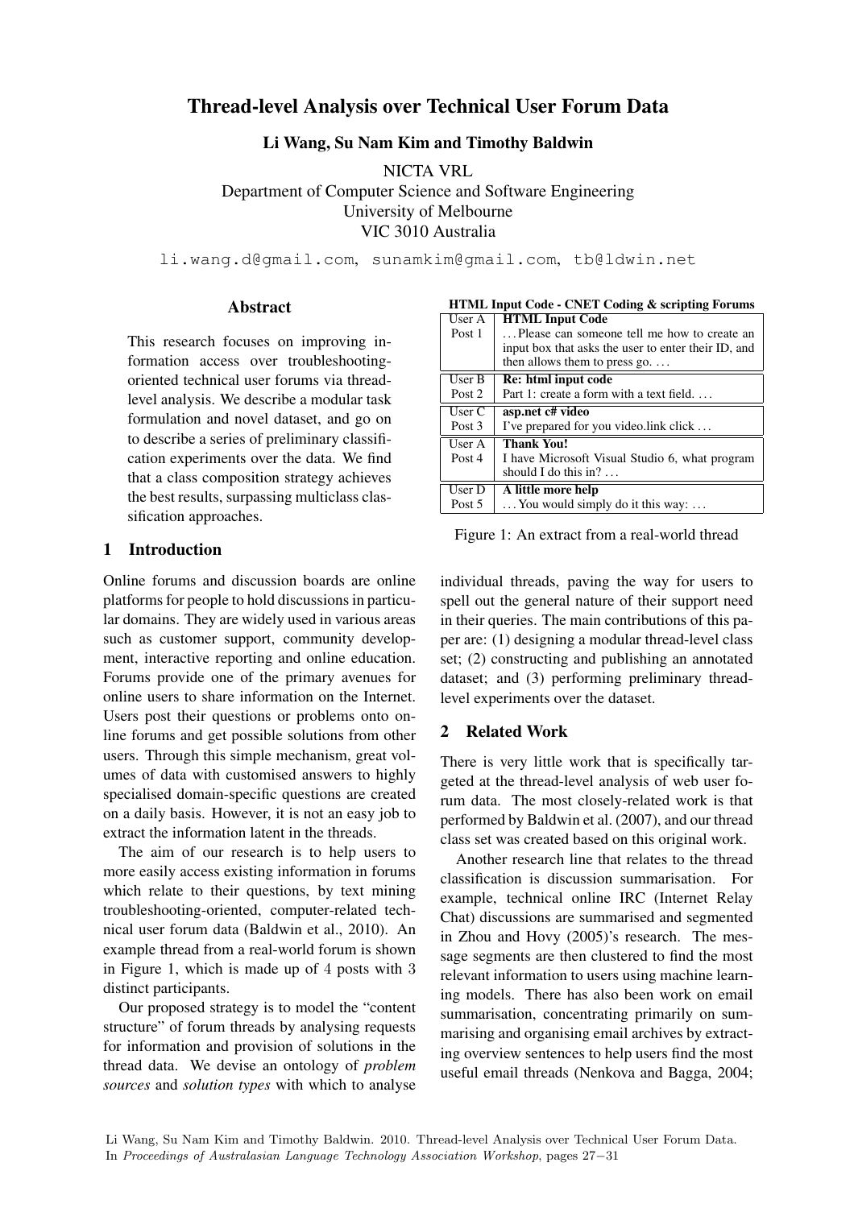# Thread-level Analysis over Technical User Forum Data

**Li Wang, Su Nam Kim and Timothy Baldwin**

NICTA VRL
Department of Computer Science and Software Engineering
University of Melbourne
VIC 3010 Australia

li.wang.d@gmail.com, sunamkim@gmail.com, tb@ldwin.net

## Abstract

This research focuses on improving information access over troubleshooting-oriented technical user forums via thread-level analysis. We describe a modular task formulation and novel dataset, and go on to describe a series of preliminary classification experiments over the data. We find that a class composition strategy achieves the best results, surpassing multiclass classification approaches.

## 1 Introduction

Online forums and discussion boards are online platforms for people to hold discussions in particular domains. They are widely used in various areas such as customer support, community development, interactive reporting and online education. Forums provide one of the primary avenues for online users to share information on the Internet. Users post their questions or problems onto online forums and get possible solutions from other users. Through this simple mechanism, great volumes of data with customised answers to highly specialised domain-specific questions are created on a daily basis. However, it is not an easy job to extract the information latent in the threads.

The aim of our research is to help users to more easily access existing information in forums which relate to their questions, by text mining troubleshooting-oriented, computer-related technical user forum data (Baldwin et al., 2010). An example thread from a real-world forum is shown in Figure 1, which is made up of 4 posts with 3 distinct participants.

Our proposed strategy is to model the "content structure" of forum threads by analysing requests for information and provision of solutions in the thread data. We devise an ontology of *problem sources* and *solution types* with which to analyse individual threads, paving the way for users to spell out the general nature of their support need in their queries. The main contributions of this paper are: (1) designing a modular thread-level class set; (2) constructing and publishing an annotated dataset; and (3) performing preliminary thread-level experiments over the dataset.

**HTML Input Code - CNET Coding & scripting Forums**

| | |
|---|---|
| User A<br>Post 1 | **HTML Input Code**<br>. . . Please can someone tell me how to create an input box that asks the user to enter their ID, and then allows them to press go. . . . |
| User B<br>Post 2 | **Re: html input code**<br>Part 1: create a form with a text field. . . . |
| User C<br>Post 3 | **asp.net c# video**<br>I've prepared for you video.link click . . . |
| User A<br>Post 4 | **Thank You!**<br>I have Microsoft Visual Studio 6, what program should I do this in? . . . |
| User D<br>Post 5 | **A little more help**<br>. . . You would simply do it this way: . . . |

Figure 1: An extract from a real-world thread

## 2 Related Work

There is very little work that is specifically targeted at the thread-level analysis of web user forum data. The most closely-related work is that performed by Baldwin et al. (2007), and our thread class set was created based on this original work.

Another research line that relates to the thread classification is discussion summarisation. For example, technical online IRC (Internet Relay Chat) discussions are summarised and segmented in Zhou and Hovy (2005)'s research. The message segments are then clustered to find the most relevant information to users using machine learning models. There has also been work on email summarisation, concentrating primarily on summarising and organising email archives by extracting overview sentences to help users find the most useful email threads (Nenkova and Bagga, 2004;

Li Wang, Su Nam Kim and Timothy Baldwin. 2010. Thread-level Analysis over Technical User Forum Data. In *Proceedings of Australasian Language Technology Association Workshop*, pages 27−31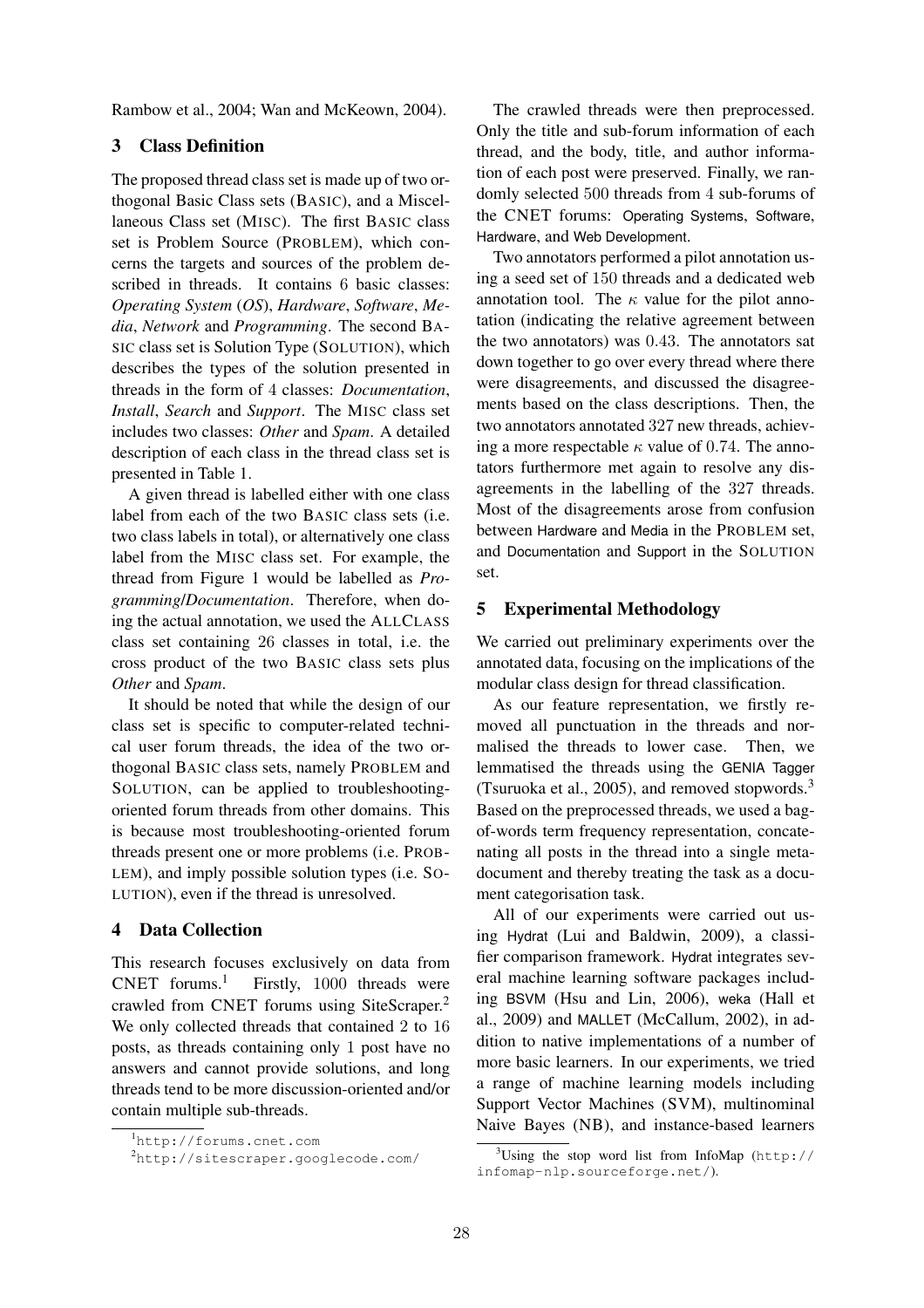Rambow et al., 2004; Wan and McKeown, 2004).

## 3 Class Definition

The proposed thread class set is made up of two orthogonal Basic Class sets (BASIC), and a Miscellaneous Class set (MISC). The first BASIC class set is Problem Source (PROBLEM), which concerns the targets and sources of the problem described in threads. It contains 6 basic classes: *Operating System* (*OS*), *Hardware*, *Software*, *Media*, *Network* and *Programming*. The second BASIC class set is Solution Type (SOLUTION), which describes the types of the solution presented in threads in the form of 4 classes: *Documentation*, *Install*, *Search* and *Support*. The MISC class set includes two classes: *Other* and *Spam*. A detailed description of each class in the thread class set is presented in Table 1.

A given thread is labelled either with one class label from each of the two BASIC class sets (i.e. two class labels in total), or alternatively one class label from the MISC class set. For example, the thread from Figure 1 would be labelled as *Programming*/*Documentation*. Therefore, when doing the actual annotation, we used the ALLCLASS class set containing 26 classes in total, i.e. the cross product of the two BASIC class sets plus *Other* and *Spam*.

It should be noted that while the design of our class set is specific to computer-related technical user forum threads, the idea of the two orthogonal BASIC class sets, namely PROBLEM and SOLUTION, can be applied to troubleshooting-oriented forum threads from other domains. This is because most troubleshooting-oriented forum threads present one or more problems (i.e. PROBLEM), and imply possible solution types (i.e. SOLUTION), even if the thread is unresolved.

## 4 Data Collection

This research focuses exclusively on data from CNET forums.[1] Firstly, 1000 threads were crawled from CNET forums using SiteScraper.[2] We only collected threads that contained 2 to 16 posts, as threads containing only 1 post have no answers and cannot provide solutions, and long threads tend to be more discussion-oriented and/or contain multiple sub-threads.

The crawled threads were then preprocessed. Only the title and sub-forum information of each thread, and the body, title, and author information of each post were preserved. Finally, we randomly selected 500 threads from 4 sub-forums of the CNET forums: Operating Systems, Software, Hardware, and Web Development.

Two annotators performed a pilot annotation using a seed set of 150 threads and a dedicated web annotation tool. The $\kappa$ value for the pilot annotation (indicating the relative agreement between the two annotators) was 0.43. The annotators sat down together to go over every thread where there were disagreements, and discussed the disagreements based on the class descriptions. Then, the two annotators annotated 327 new threads, achieving a more respectable $\kappa$ value of 0.74. The annotators furthermore met again to resolve any disagreements in the labelling of the 327 threads. Most of the disagreements arose from confusion between Hardware and Media in the PROBLEM set, and Documentation and Support in the SOLUTION set.

## 5 Experimental Methodology

We carried out preliminary experiments over the annotated data, focusing on the implications of the modular class design for thread classification.

As our feature representation, we firstly removed all punctuation in the threads and normalised the threads to lower case. Then, we lemmatised the threads using the GENIA Tagger (Tsuruoka et al., 2005), and removed stopwords.[3] Based on the preprocessed threads, we used a bag-of-words term frequency representation, concatenating all posts in the thread into a single meta-document and thereby treating the task as a document categorisation task.

All of our experiments were carried out using Hydrat (Lui and Baldwin, 2009), a classifier comparison framework. Hydrat integrates several machine learning software packages including BSVM (Hsu and Lin, 2006), weka (Hall et al., 2009) and MALLET (McCallum, 2002), in addition to native implementations of a number of more basic learners. In our experiments, we tried a range of machine learning models including Support Vector Machines (SVM), multinominal Naive Bayes (NB), and instance-based learners

[1] http://forums.cnet.com

[2] http://sitescraper.googlecode.com/

[3] Using the stop word list from InfoMap (http://infomap-nlp.sourceforge.net/).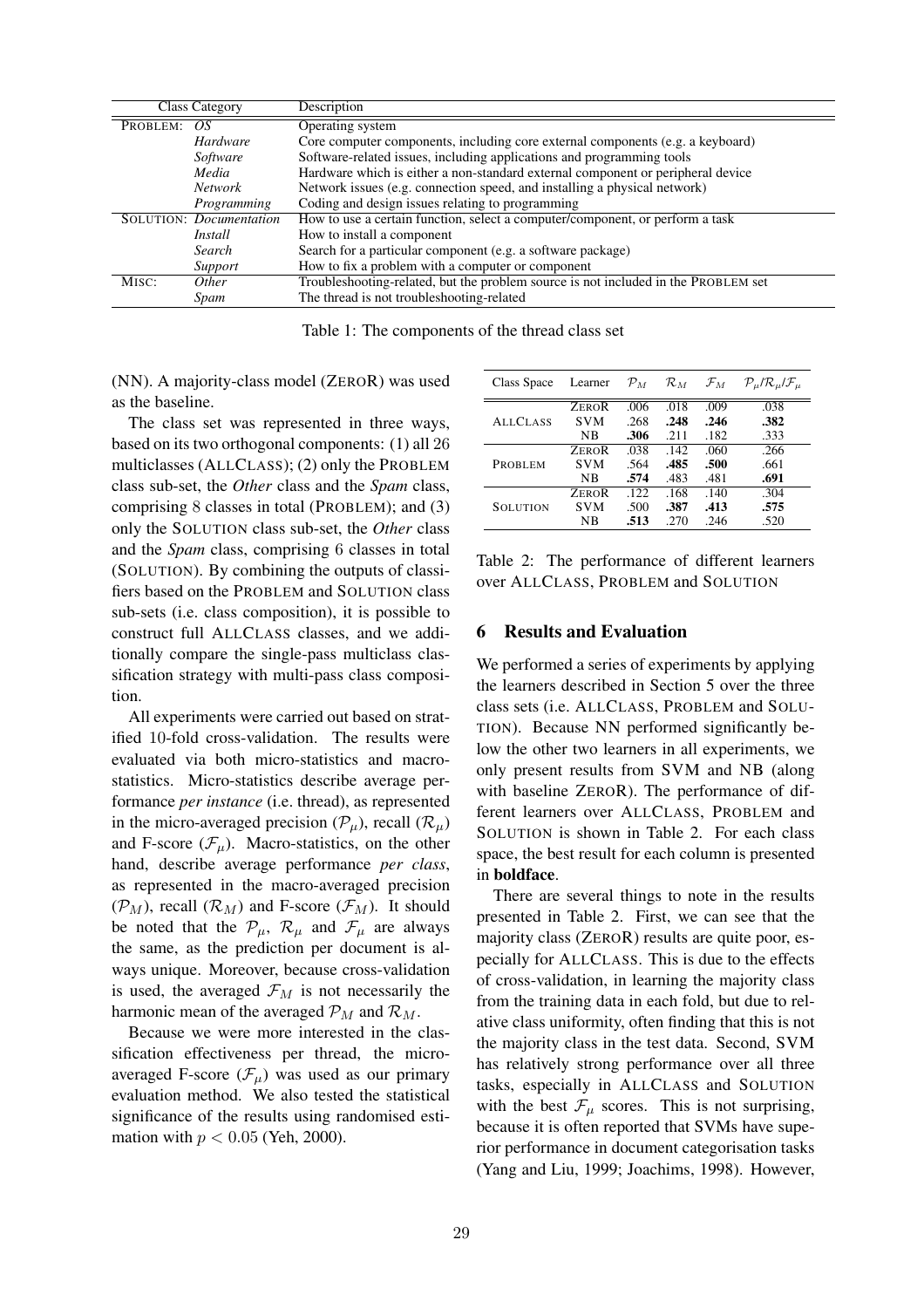| Class Category | | Description |
|---|---|---|
| PROBLEM: | *OS* | Operating system |
| | *Hardware* | Core computer components, including core external components (e.g. a keyboard) |
| | *Software* | Software-related issues, including applications and programming tools |
| | *Media* | Hardware which is either a non-standard external component or peripheral device |
| | *Network* | Network issues (e.g. connection speed, and installing a physical network) |
| | *Programming* | Coding and design issues relating to programming |
| SOLUTION: | *Documentation* | How to use a certain function, select a computer/component, or perform a task |
| | *Install* | How to install a component |
| | *Search* | Search for a particular component (e.g. a software package) |
| | *Support* | How to fix a problem with a computer or component |
| MISC: | *Other* | Troubleshooting-related, but the problem source is not included in the PROBLEM set |
| | *Spam* | The thread is not troubleshooting-related |

Table 1: The components of the thread class set

(NN). A majority-class model (ZEROR) was used as the baseline.

The class set was represented in three ways, based on its two orthogonal components: (1) all 26 multiclasses (ALLCLASS); (2) only the PROBLEM class sub-set, the *Other* class and the *Spam* class, comprising 8 classes in total (PROBLEM); and (3) only the SOLUTION class sub-set, the *Other* class and the *Spam* class, comprising 6 classes in total (SOLUTION). By combining the outputs of classifiers based on the PROBLEM and SOLUTION class sub-sets (i.e. class composition), it is possible to construct full ALLCLASS classes, and we additionally compare the single-pass multiclass classification strategy with multi-pass class composition.

All experiments were carried out based on stratified 10-fold cross-validation. The results were evaluated via both micro-statistics and macro-statistics. Micro-statistics describe average performance *per instance* (i.e. thread), as represented in the micro-averaged precision ($\mathcal{P}_\mu$), recall ($\mathcal{R}_\mu$) and F-score ($\mathcal{F}_\mu$). Macro-statistics, on the other hand, describe average performance *per class*, as represented in the macro-averaged precision ($\mathcal{P}_M$), recall ($\mathcal{R}_M$) and F-score ($\mathcal{F}_M$). It should be noted that the $\mathcal{P}_\mu$, $\mathcal{R}_\mu$ and $\mathcal{F}_\mu$ are always the same, as the prediction per document is always unique. Moreover, because cross-validation is used, the averaged $\mathcal{F}_M$ is not necessarily the harmonic mean of the averaged $\mathcal{P}_M$ and $\mathcal{R}_M$.

Because we were more interested in the classification effectiveness per thread, the micro-averaged F-score ($\mathcal{F}_\mu$) was used as our primary evaluation method. We also tested the statistical significance of the results using randomised estimation with $p < 0.05$ (Yeh, 2000).

| Class Space | Learner | $\mathcal{P}_M$ | $\mathcal{R}_M$ | $\mathcal{F}_M$ | $\mathcal{P}_\mu/\mathcal{R}_\mu/\mathcal{F}_\mu$ |
|---|---|---|---|---|---|
| ALLCLASS | ZEROR | .006 | .018 | .009 | .038 |
| | SVM | .268 | **.248** | **.246** | **.382** |
| | NB | **.306** | .211 | .182 | .333 |
| PROBLEM | ZEROR | .038 | .142 | .060 | .266 |
| | SVM | .564 | **.485** | **.500** | .661 |
| | NB | **.574** | .483 | .481 | **.691** |
| SOLUTION | ZEROR | .122 | .168 | .140 | .304 |
| | SVM | .500 | **.387** | **.413** | **.575** |
| | NB | **.513** | .270 | .246 | .520 |

Table 2: The performance of different learners over ALLCLASS, PROBLEM and SOLUTION

## 6 Results and Evaluation

We performed a series of experiments by applying the learners described in Section 5 over the three class sets (i.e. ALLCLASS, PROBLEM and SOLUTION). Because NN performed significantly below the other two learners in all experiments, we only present results from SVM and NB (along with baseline ZEROR). The performance of different learners over ALLCLASS, PROBLEM and SOLUTION is shown in Table 2. For each class space, the best result for each column is presented in **boldface**.

There are several things to note in the results presented in Table 2. First, we can see that the majority class (ZEROR) results are quite poor, especially for ALLCLASS. This is due to the effects of cross-validation, in learning the majority class from the training data in each fold, but due to relative class uniformity, often finding that this is not the majority class in the test data. Second, SVM has relatively strong performance over all three tasks, especially in ALLCLASS and SOLUTION with the best $\mathcal{F}_\mu$ scores. This is not surprising, because it is often reported that SVMs have superior performance in document categorisation tasks (Yang and Liu, 1999; Joachims, 1998). However,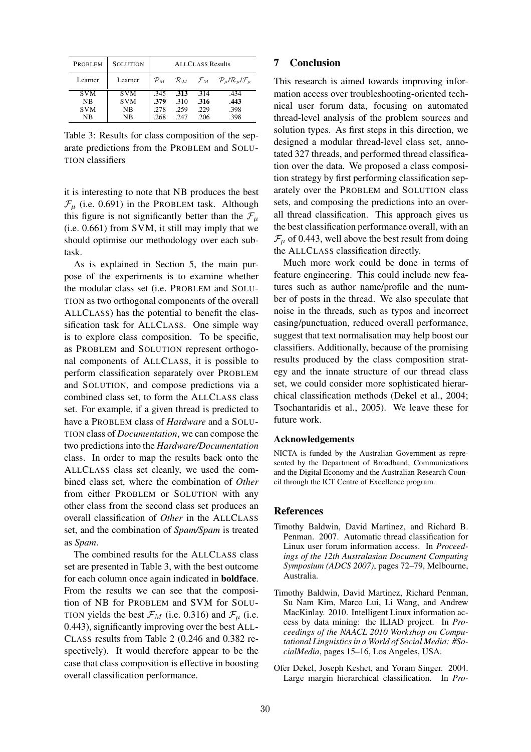| PROBLEM | SOLUTION | ALLCLASS Results | | | |
|---|---|---|---|---|---|
| Learner | Learner | $\mathcal{P}_M$ | $\mathcal{R}_M$ | $\mathcal{F}_M$ | $\mathcal{P}_\mu/\mathcal{R}_\mu/\mathcal{F}_\mu$ |
| SVM | SVM | .345 | **.313** | .314 | .434 |
| NB | SVM | **.379** | .310 | **.316** | **.443** |
| SVM | NB | .278 | .259 | .229 | .398 |
| NB | NB | .268 | .247 | .206 | .398 |

Table 3: Results for class composition of the separate predictions from the PROBLEM and SOLUTION classifiers

it is interesting to note that NB produces the best $\mathcal{F}_\mu$ (i.e. 0.691) in the PROBLEM task. Although this figure is not significantly better than the $\mathcal{F}_\mu$ (i.e. 0.661) from SVM, it still may imply that we should optimise our methodology over each subtask.

As is explained in Section 5, the main purpose of the experiments is to examine whether the modular class set (i.e. PROBLEM and SOLUTION as two orthogonal components of the overall ALLCLASS) has the potential to benefit the classification task for ALLCLASS. One simple way is to explore class composition. To be specific, as PROBLEM and SOLUTION represent orthogonal components of ALLCLASS, it is possible to perform classification separately over PROBLEM and SOLUTION, and compose predictions via a combined class set, to form the ALLCLASS class set. For example, if a given thread is predicted to have a PROBLEM class of *Hardware* and a SOLUTION class of *Documentation*, we can compose the two predictions into the *Hardware/Documentation* class. In order to map the results back onto the ALLCLASS class set cleanly, we used the combined class set, where the combination of *Other* from either PROBLEM or SOLUTION with any other class from the second class set produces an overall classification of *Other* in the ALLCLASS set, and the combination of *Spam/Spam* is treated as *Spam*.

The combined results for the ALLCLASS class set are presented in Table 3, with the best outcome for each column once again indicated in **boldface**. From the results we can see that the composition of NB for PROBLEM and SVM for SOLUTION yields the best $\mathcal{F}_M$ (i.e. 0.316) and $\mathcal{F}_\mu$ (i.e. 0.443), significantly improving over the best ALLCLASS results from Table 2 (0.246 and 0.382 respectively). It would therefore appear to be the case that class composition is effective in boosting overall classification performance.

## 7 Conclusion

This research is aimed towards improving information access over troubleshooting-oriented technical user forum data, focusing on automated thread-level analysis of the problem sources and solution types. As first steps in this direction, we designed a modular thread-level class set, annotated 327 threads, and performed thread classification over the data. We proposed a class composition strategy by first performing classification separately over the PROBLEM and SOLUTION class sets, and composing the predictions into an overall thread classification. This approach gives us the best classification performance overall, with an $\mathcal{F}_\mu$ of 0.443, well above the best result from doing the ALLCLASS classification directly.

Much more work could be done in terms of feature engineering. This could include new features such as author name/profile and the number of posts in the thread. We also speculate that noise in the threads, such as typos and incorrect casing/punctuation, reduced overall performance, suggest that text normalisation may help boost our classifiers. Additionally, because of the promising results produced by the class composition strategy and the innate structure of our thread class set, we could consider more sophisticated hierarchical classification methods (Dekel et al., 2004; Tsochantaridis et al., 2005). We leave these for future work.

### Acknowledgements

NICTA is funded by the Australian Government as represented by the Department of Broadband, Communications and the Digital Economy and the Australian Research Council through the ICT Centre of Excellence program.

## References

Timothy Baldwin, David Martinez, and Richard B. Penman. 2007. Automatic thread classification for Linux user forum information access. In *Proceedings of the 12th Australasian Document Computing Symposium (ADCS 2007)*, pages 72–79, Melbourne, Australia.

Timothy Baldwin, David Martinez, Richard Penman, Su Nam Kim, Marco Lui, Li Wang, and Andrew MacKinlay. 2010. Intelligent Linux information access by data mining: the ILIAD project. In *Proceedings of the NAACL 2010 Workshop on Computational Linguistics in a World of Social Media: #SocialMedia*, pages 15–16, Los Angeles, USA.

Ofer Dekel, Joseph Keshet, and Yoram Singer. 2004. Large margin hierarchical classification. In *Pro-*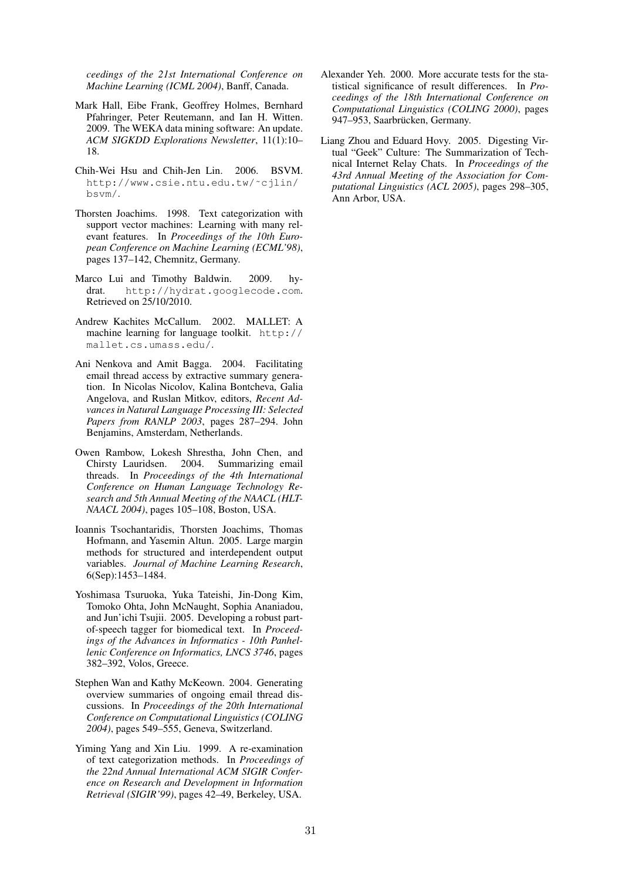*ceedings of the 21st International Conference on Machine Learning (ICML 2004)*, Banff, Canada.

Mark Hall, Eibe Frank, Geoffrey Holmes, Bernhard Pfahringer, Peter Reutemann, and Ian H. Witten. 2009. The WEKA data mining software: An update. *ACM SIGKDD Explorations Newsletter*, 11(1):10–18.

Chih-Wei Hsu and Chih-Jen Lin. 2006. BSVM. http://www.csie.ntu.edu.tw/~cjlin/bsvm/.

Thorsten Joachims. 1998. Text categorization with support vector machines: Learning with many relevant features. In *Proceedings of the 10th European Conference on Machine Learning (ECML'98)*, pages 137–142, Chemnitz, Germany.

Marco Lui and Timothy Baldwin. 2009. hydrat. http://hydrat.googlecode.com. Retrieved on 25/10/2010.

Andrew Kachites McCallum. 2002. MALLET: A machine learning for language toolkit. http://mallet.cs.umass.edu/.

Ani Nenkova and Amit Bagga. 2004. Facilitating email thread access by extractive summary generation. In Nicolas Nicolov, Kalina Bontcheva, Galia Angelova, and Ruslan Mitkov, editors, *Recent Advances in Natural Language Processing III: Selected Papers from RANLP 2003*, pages 287–294. John Benjamins, Amsterdam, Netherlands.

Owen Rambow, Lokesh Shrestha, John Chen, and Chirsty Lauridsen. 2004. Summarizing email threads. In *Proceedings of the 4th International Conference on Human Language Technology Research and 5th Annual Meeting of the NAACL (HLT-NAACL 2004)*, pages 105–108, Boston, USA.

Ioannis Tsochantaridis, Thorsten Joachims, Thomas Hofmann, and Yasemin Altun. 2005. Large margin methods for structured and interdependent output variables. *Journal of Machine Learning Research*, 6(Sep):1453–1484.

Yoshimasa Tsuruoka, Yuka Tateishi, Jin-Dong Kim, Tomoko Ohta, John McNaught, Sophia Ananiadou, and Jun'ichi Tsujii. 2005. Developing a robust part-of-speech tagger for biomedical text. In *Proceedings of the Advances in Informatics - 10th Panhellenic Conference on Informatics, LNCS 3746*, pages 382–392, Volos, Greece.

Stephen Wan and Kathy McKeown. 2004. Generating overview summaries of ongoing email thread discussions. In *Proceedings of the 20th International Conference on Computational Linguistics (COLING 2004)*, pages 549–555, Geneva, Switzerland.

Yiming Yang and Xin Liu. 1999. A re-examination of text categorization methods. In *Proceedings of the 22nd Annual International ACM SIGIR Conference on Research and Development in Information Retrieval (SIGIR'99)*, pages 42–49, Berkeley, USA.

Alexander Yeh. 2000. More accurate tests for the statistical significance of result differences. In *Proceedings of the 18th International Conference on Computational Linguistics (COLING 2000)*, pages 947–953, Saarbrücken, Germany.

Liang Zhou and Eduard Hovy. 2005. Digesting Virtual "Geek" Culture: The Summarization of Technical Internet Relay Chats. In *Proceedings of the 43rd Annual Meeting of the Association for Computational Linguistics (ACL 2005)*, pages 298–305, Ann Arbor, USA.